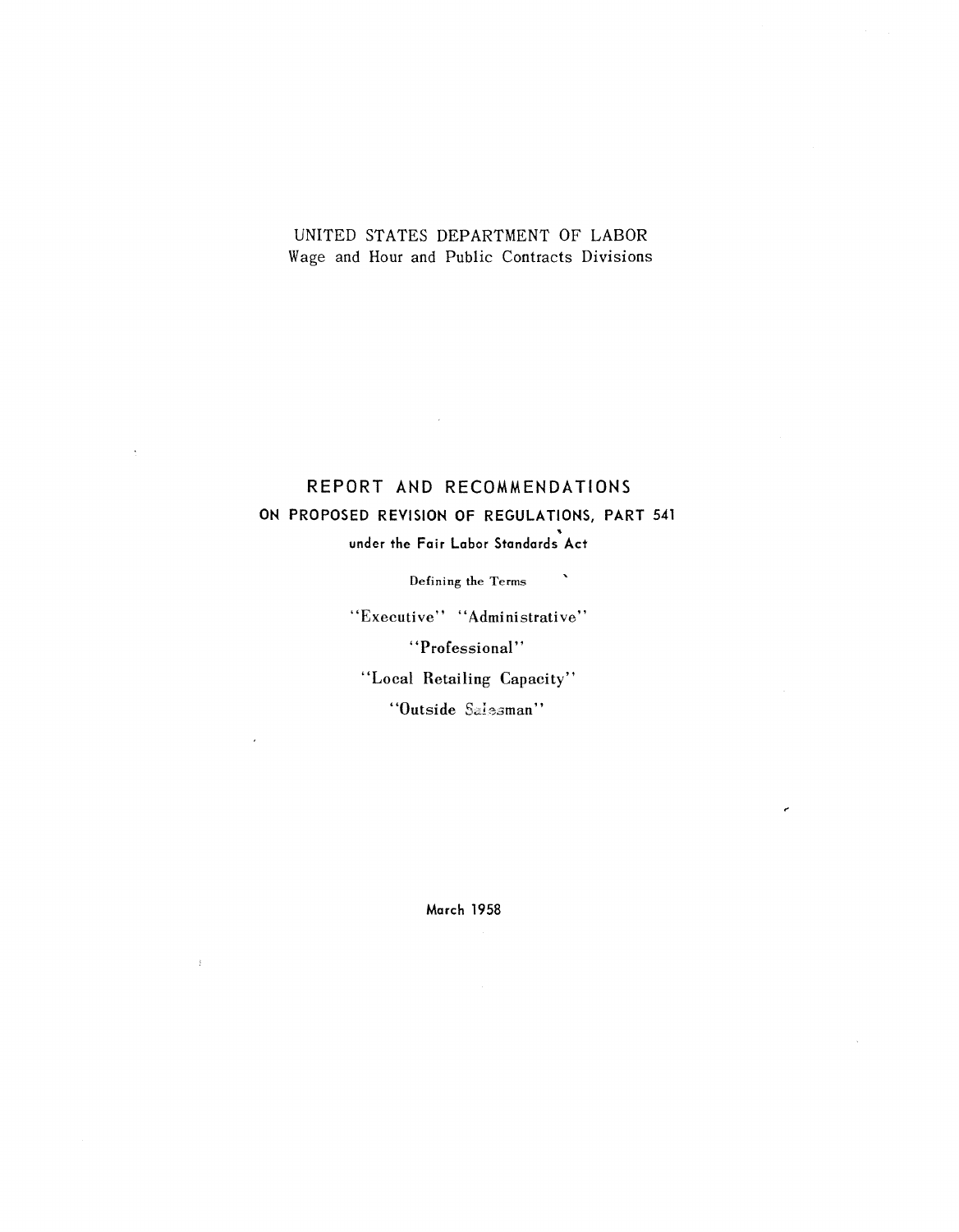UNITED STATES DEPARTMENT OF LABOR
Wage and Hour and Public Contracts Divisions

# REPORT AND RECOMMENDATIONS

## ON PROPOSED REVISION OF REGULATIONS, PART 541

under the Fair Labor Standards Act

Defining the Terms

"Executive" "Administrative"

"Professional"

"Local Retailing Capacity"

"Outside Salesman"

March 1958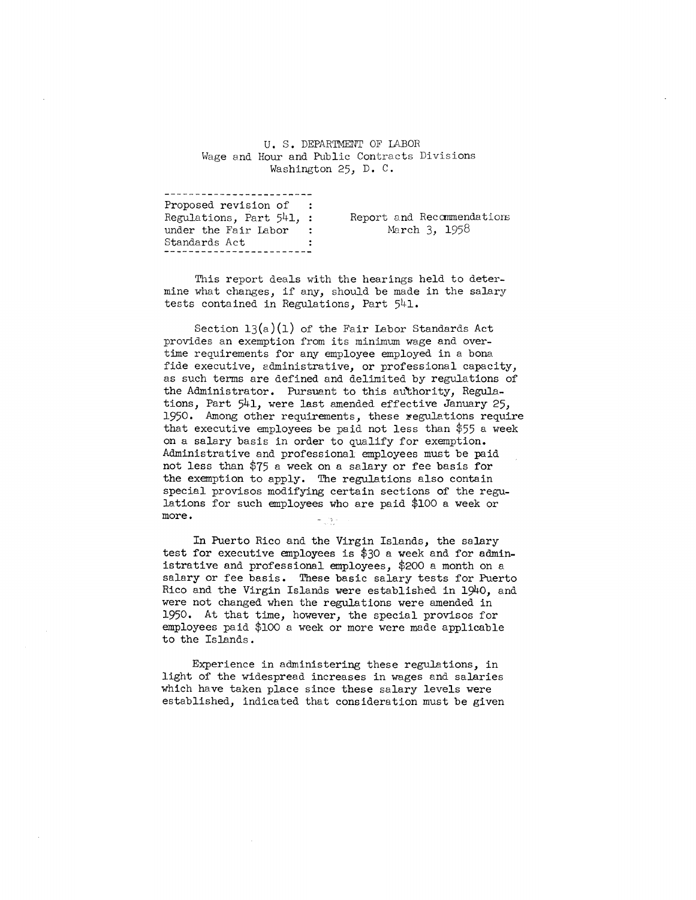U. S. DEPARTMENT OF LABOR
Wage and Hour and Public Contracts Divisions
Washington 25, D. C.

| Proposed revision of Regulations, Part 541, under the Fair Labor Standards Act | Report and Recommendations March 3, 1958 |
|---|---|

This report deals with the hearings held to determine what changes, if any, should be made in the salary tests contained in Regulations, Part 541.

Section 13(a)(1) of the Fair Labor Standards Act provides an exemption from its minimum wage and overtime requirements for any employee employed in a bona fide executive, administrative, or professional capacity, as such terms are defined and delimited by regulations of the Administrator. Pursuant to this authority, Regulations, Part 541, were last amended effective January 25, 1950. Among other requirements, these regulations require that executive employees be paid not less than $55 a week on a salary basis in order to qualify for exemption. Administrative and professional employees must be paid not less than $75 a week on a salary or fee basis for the exemption to apply. The regulations also contain special provisos modifying certain sections of the regulations for such employees who are paid $100 a week or more.

In Puerto Rico and the Virgin Islands, the salary test for executive employees is $30 a week and for administrative and professional employees, $200 a month on a salary or fee basis. These basic salary tests for Puerto Rico and the Virgin Islands were established in 1940, and were not changed when the regulations were amended in 1950. At that time, however, the special provisos for employees paid $100 a week or more were made applicable to the Islands.

Experience in administering these regulations, in light of the widespread increases in wages and salaries which have taken place since these salary levels were established, indicated that consideration must be given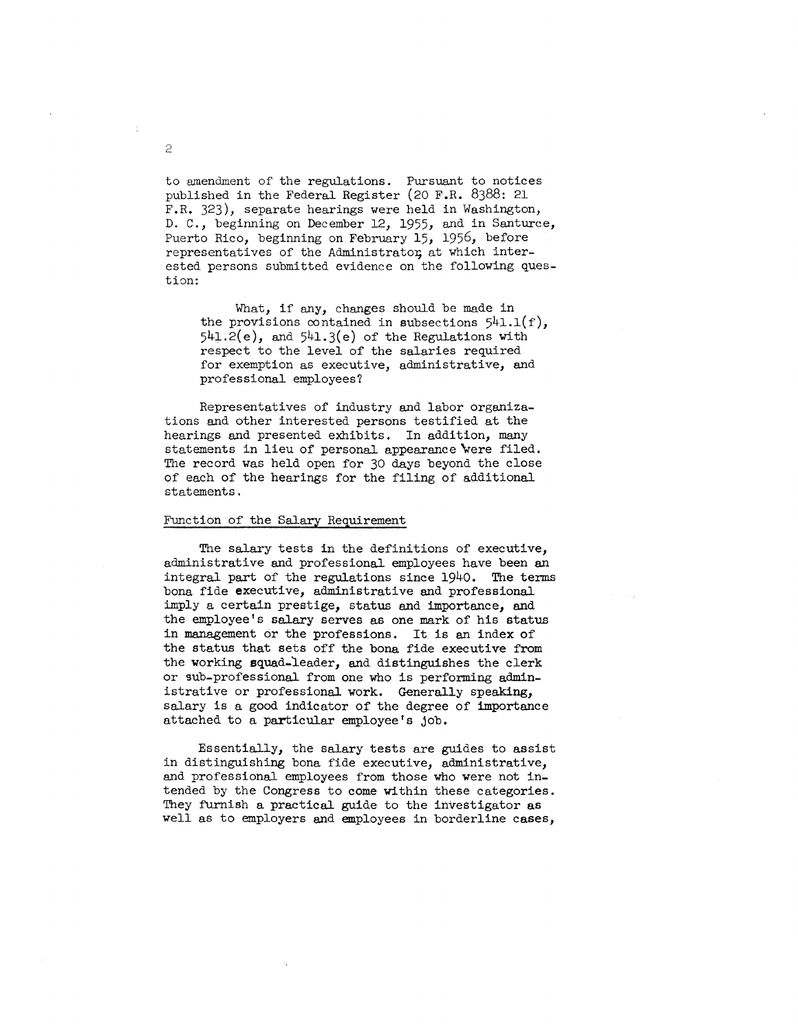to amendment of the regulations. Pursuant to notices published in the Federal Register (20 F.R. 8388: 21 F.R. 323), separate hearings were held in Washington, D. C., beginning on December 12, 1955, and in Santurce, Puerto Rico, beginning on February 15, 1956, before representatives of the Administrator, at which interested persons submitted evidence on the following question:

> What, if any, changes should be made in the provisions contained in subsections 541.1(f), 541.2(e), and 541.3(e) of the Regulations with respect to the level of the salaries required for exemption as executive, administrative, and professional employees?

Representatives of industry and labor organizations and other interested persons testified at the hearings and presented exhibits. In addition, many statements in lieu of personal appearance were filed. The record was held open for 30 days beyond the close of each of the hearings for the filing of additional statements.

## Function of the Salary Requirement

The salary tests in the definitions of executive, administrative and professional employees have been an integral part of the regulations since 1940. The terms bona fide executive, administrative and professional imply a certain prestige, status and importance, and the employee's salary serves as one mark of his status in management or the professions. It is an index of the status that sets off the bona fide executive from the working squad-leader, and distinguishes the clerk or sub-professional from one who is performing administrative or professional work. Generally speaking, salary is a good indicator of the degree of importance attached to a particular employee's job.

Essentially, the salary tests are guides to assist in distinguishing bona fide executive, administrative, and professional employees from those who were not intended by the Congress to come within these categories. They furnish a practical guide to the investigator as well as to employers and employees in borderline cases,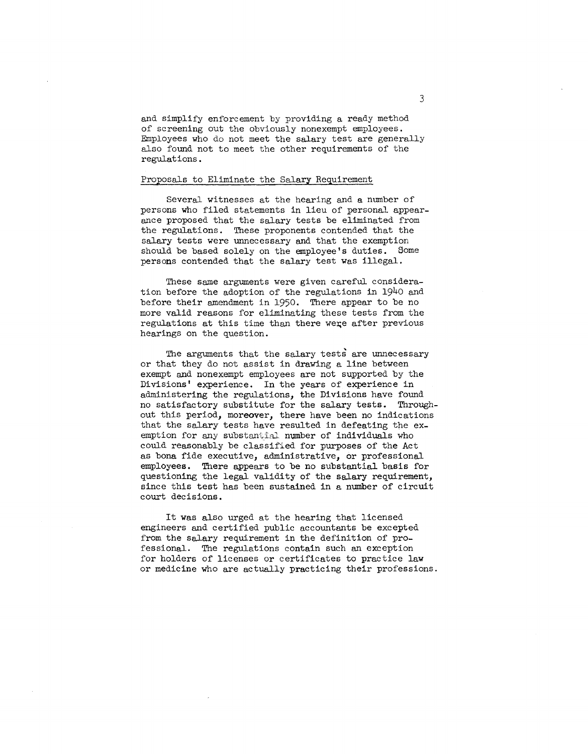and simplify enforcement by providing a ready method of screening out the obviously nonexempt employees. Employees who do not meet the salary test are generally also found not to meet the other requirements of the regulations.

Proposals to Eliminate the Salary Requirement

Several witnesses at the hearing and a number of persons who filed statements in lieu of personal appearance proposed that the salary tests be eliminated from the regulations. These proponents contended that the salary tests were unnecessary and that the exemption should be based solely on the employee's duties. Some persons contended that the salary test was illegal.

These same arguments were given careful consideration before the adoption of the regulations in 1940 and before their amendment in 1950. There appear to be no more valid reasons for eliminating these tests from the regulations at this time than there were after previous hearings on the question.

The arguments that the salary tests are unnecessary or that they do not assist in drawing a line between exempt and nonexempt employees are not supported by the Divisions' experience. In the years of experience in administering the regulations, the Divisions have found no satisfactory substitute for the salary tests. Throughout this period, moreover, there have been no indications that the salary tests have resulted in defeating the exemption for any substantial number of individuals who could reasonably be classified for purposes of the Act as bona fide executive, administrative, or professional employees. There appears to be no substantial basis for questioning the legal validity of the salary requirement, since this test has been sustained in a number of circuit court decisions.

It was also urged at the hearing that licensed engineers and certified public accountants be excepted from the salary requirement in the definition of professional. The regulations contain such an exception for holders of licenses or certificates to practice law or medicine who are actually practicing their professions.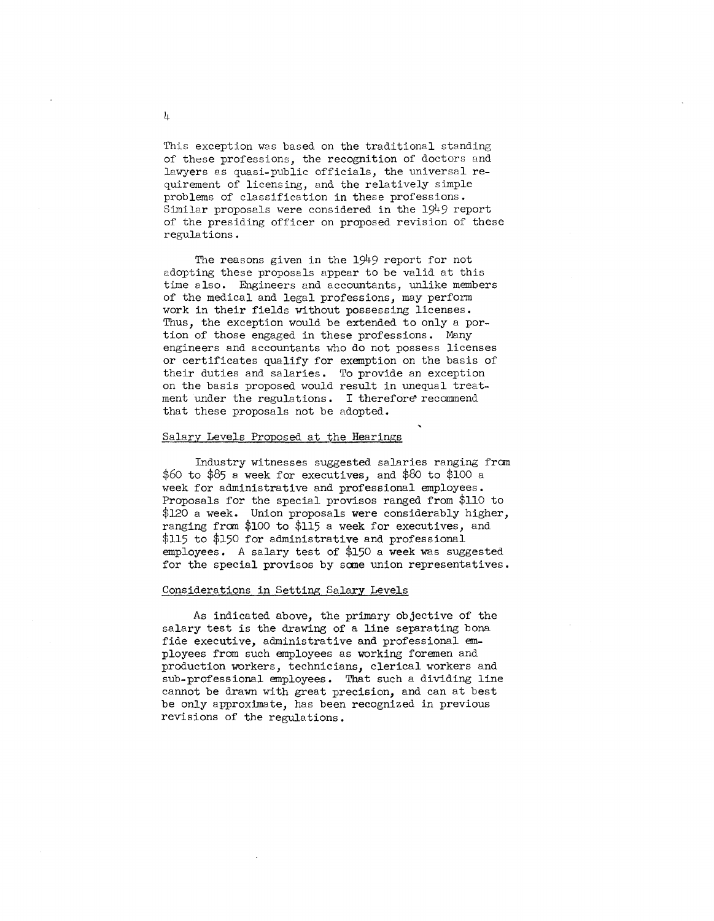This exception was based on the traditional standing of these professions, the recognition of doctors and lawyers as quasi-public officials, the universal requirement of licensing, and the relatively simple problems of classification in these professions. Similar proposals were considered in the 1949 report of the presiding officer on proposed revision of these regulations.

The reasons given in the 1949 report for not adopting these proposals appear to be valid at this time also. Engineers and accountants, unlike members of the medical and legal professions, may perform work in their fields without possessing licenses. Thus, the exception would be extended to only a portion of those engaged in these professions. Many engineers and accountants who do not possess licenses or certificates qualify for exemption on the basis of their duties and salaries. To provide an exception on the basis proposed would result in unequal treatment under the regulations. I therefore recommend that these proposals not be adopted.

## Salary Levels Proposed at the Hearings

Industry witnesses suggested salaries ranging from $60 to $85 a week for executives, and $80 to $100 a week for administrative and professional employees. Proposals for the special provisos ranged from $110 to $120 a week. Union proposals were considerably higher, ranging from $100 to $115 a week for executives, and $115 to $150 for administrative and professional employees. A salary test of $150 a week was suggested for the special provisos by some union representatives.

## Considerations in Setting Salary Levels

As indicated above, the primary objective of the salary test is the drawing of a line separating bona fide executive, administrative and professional employees from such employees as working foremen and production workers, technicians, clerical workers and sub-professional employees. That such a dividing line cannot be drawn with great precision, and can at best be only approximate, has been recognized in previous revisions of the regulations.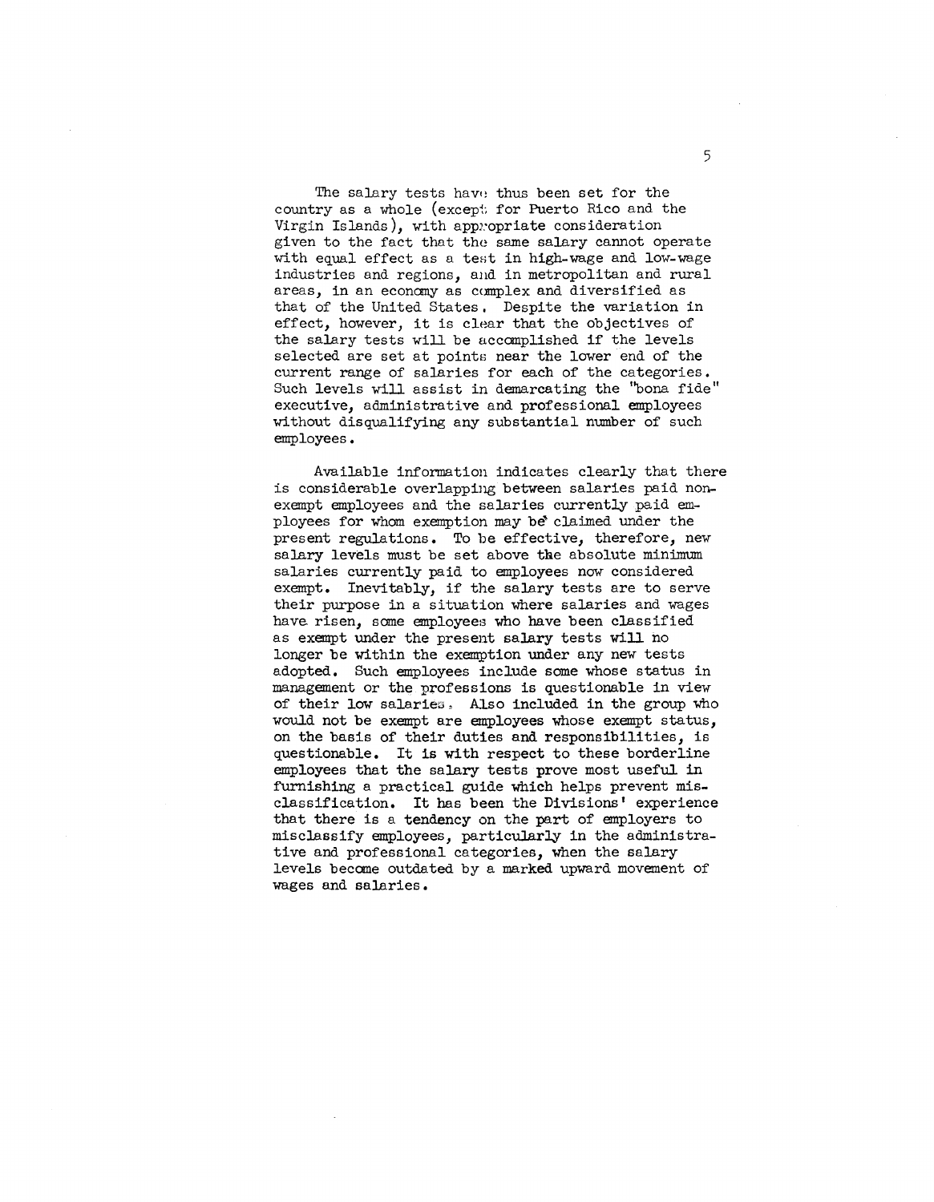The salary tests have thus been set for the country as a whole (except for Puerto Rico and the Virgin Islands), with appropriate consideration given to the fact that the same salary cannot operate with equal effect as a test in high-wage and low-wage industries and regions, and in metropolitan and rural areas, in an economy as complex and diversified as that of the United States. Despite the variation in effect, however, it is clear that the objectives of the salary tests will be accomplished if the levels selected are set at points near the lower end of the current range of salaries for each of the categories. Such levels will assist in demarcating the "bona fide" executive, administrative and professional employees without disqualifying any substantial number of such employees.

Available information indicates clearly that there is considerable overlapping between salaries paid non-exempt employees and the salaries currently paid employees for whom exemption may be claimed under the present regulations. To be effective, therefore, new salary levels must be set above the absolute minimum salaries currently paid to employees now considered exempt. Inevitably, if the salary tests are to serve their purpose in a situation where salaries and wages have risen, some employees who have been classified as exempt under the present salary tests will no longer be within the exemption under any new tests adopted. Such employees include some whose status in management or the professions is questionable in view of their low salaries. Also included in the group who would not be exempt are employees whose exempt status, on the basis of their duties and responsibilities, is questionable. It is with respect to these borderline employees that the salary tests prove most useful in furnishing a practical guide which helps prevent misclassification. It has been the Divisions' experience that there is a tendency on the part of employers to misclassify employees, particularly in the administrative and professional categories, when the salary levels become outdated by a marked upward movement of wages and salaries.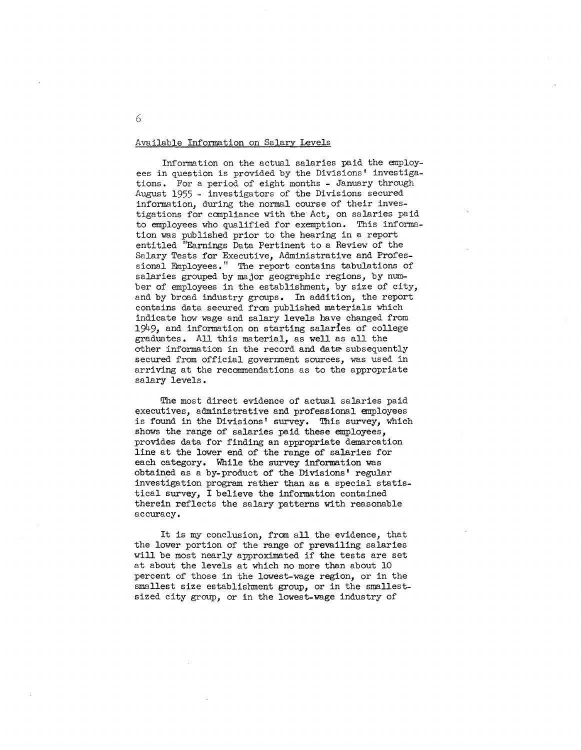## Available Information on Salary Levels

Information on the actual salaries paid the employees in question is provided by the Divisions' investigations. For a period of eight months - January through August 1955 - investigators of the Divisions secured information, during the normal course of their investigations for compliance with the Act, on salaries paid to employees who qualified for exemption. This information was published prior to the hearing in a report entitled "Earnings Data Pertinent to a Review of the Salary Tests for Executive, Administrative and Professional Employees." The report contains tabulations of salaries grouped by major geographic regions, by number of employees in the establishment, by size of city, and by broad industry groups. In addition, the report contains data secured from published materials which indicate how wage and salary levels have changed from 1949, and information on starting salaries of college graduates. All this material, as well as all the other information in the record and data subsequently secured from official government sources, was used in arriving at the recommendations as to the appropriate salary levels.

The most direct evidence of actual salaries paid executives, administrative and professional employees is found in the Divisions' survey. This survey, which shows the range of salaries paid these employees, provides data for finding an appropriate demarcation line at the lower end of the range of salaries for each category. While the survey information was obtained as a by-product of the Divisions' regular investigation program rather than as a special statistical survey, I believe the information contained therein reflects the salary patterns with reasonable accuracy.

It is my conclusion, from all the evidence, that the lower portion of the range of prevailing salaries will be most nearly approximated if the tests are set at about the levels at which no more than about 10 percent of those in the lowest-wage region, or in the smallest size establishment group, or in the smallest-sized city group, or in the lowest-wage industry of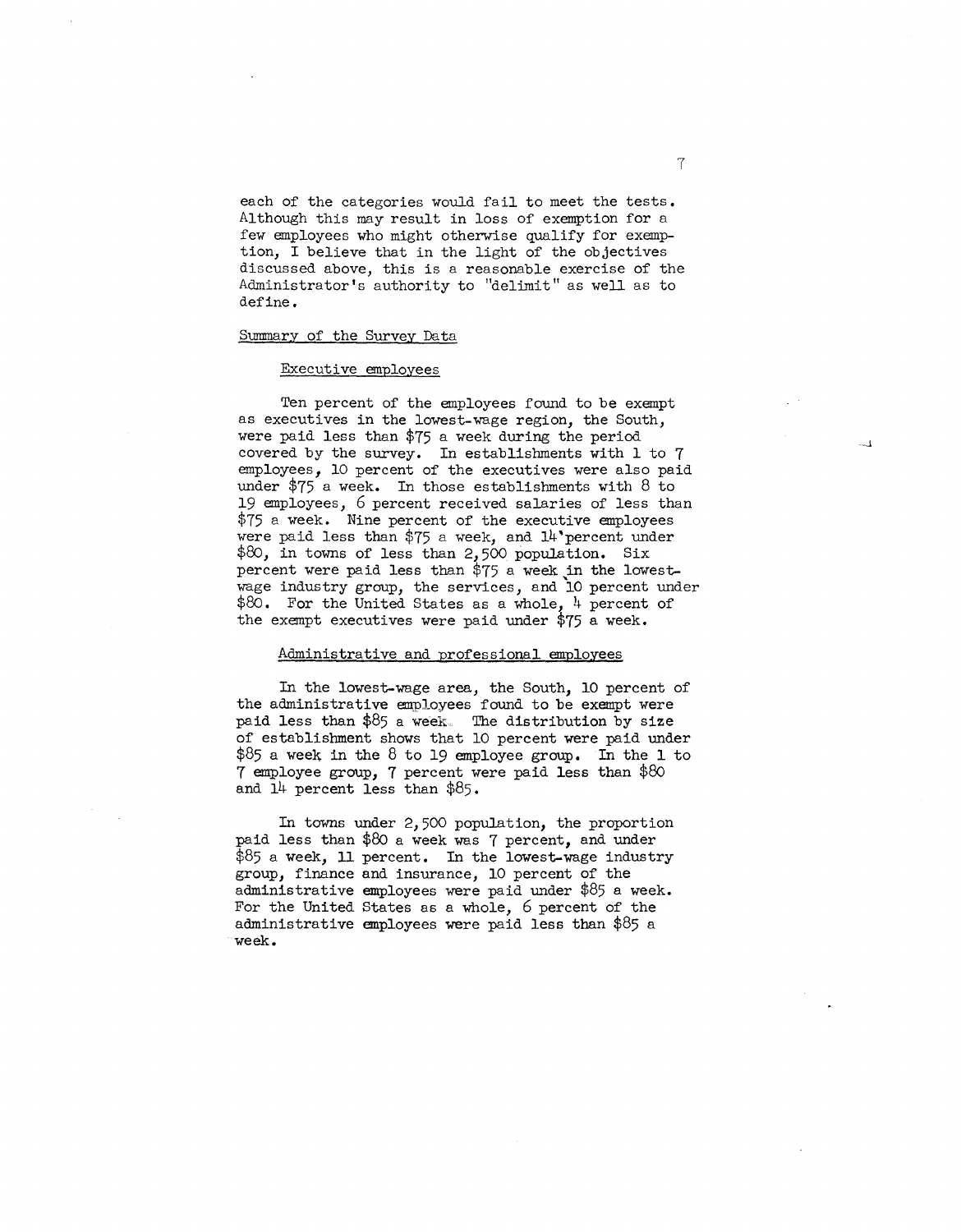each of the categories would fail to meet the tests. Although this may result in loss of exemption for a few employees who might otherwise qualify for exemption, I believe that in the light of the objectives discussed above, this is a reasonable exercise of the Administrator's authority to "delimit" as well as to define.

## Summary of the Survey Data

### Executive employees

Ten percent of the employees found to be exempt as executives in the lowest-wage region, the South, were paid less than $75 a week during the period covered by the survey. In establishments with 1 to 7 employees, 10 percent of the executives were also paid under $75 a week. In those establishments with 8 to 19 employees, 6 percent received salaries of less than $75 a week. Nine percent of the executive employees were paid less than $75 a week, and 14 percent under $80, in towns of less than 2,500 population. Six percent were paid less than $75 a week in the lowest-wage industry group, the services, and 10 percent under $80. For the United States as a whole, 4 percent of the exempt executives were paid under $75 a week.

### Administrative and professional employees

In the lowest-wage area, the South, 10 percent of the administrative employees found to be exempt were paid less than $85 a week. The distribution by size of establishment shows that 10 percent were paid under $85 a week in the 8 to 19 employee group. In the 1 to 7 employee group, 7 percent were paid less than $80 and 14 percent less than $85.

In towns under 2,500 population, the proportion paid less than $80 a week was 7 percent, and under $85 a week, 11 percent. In the lowest-wage industry group, finance and insurance, 10 percent of the administrative employees were paid under $85 a week. For the United States as a whole, 6 percent of the administrative employees were paid less than $85 a week.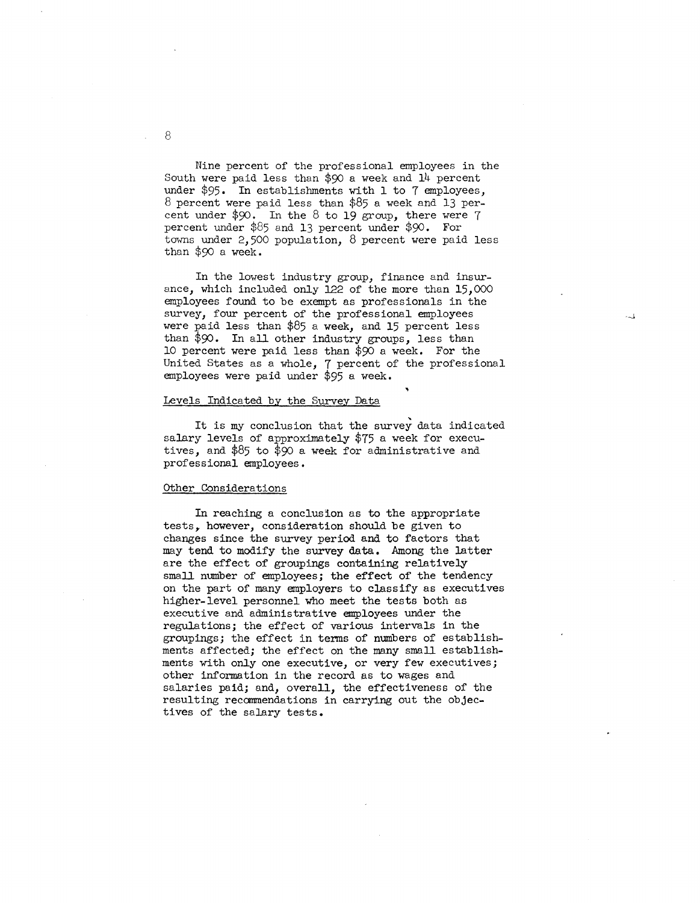Nine percent of the professional employees in the South were paid less than $90 a week and 14 percent under $95. In establishments with 1 to 7 employees, 8 percent were paid less than $85 a week and 13 percent under $90. In the 8 to 19 group, there were 7 percent under $85 and 13 percent under $90. For towns under 2,500 population, 8 percent were paid less than $90 a week.

In the lowest industry group, finance and insurance, which included only 122 of the more than 15,000 employees found to be exempt as professionals in the survey, four percent of the professional employees were paid less than $85 a week, and 15 percent less than $90. In all other industry groups, less than 10 percent were paid less than $90 a week. For the United States as a whole, 7 percent of the professional employees were paid under $95 a week.

## Levels Indicated by the Survey Data

It is my conclusion that the survey data indicated salary levels of approximately $75 a week for executives, and $85 to $90 a week for administrative and professional employees.

## Other Considerations

In reaching a conclusion as to the appropriate tests, however, consideration should be given to changes since the survey period and to factors that may tend to modify the survey data. Among the latter are the effect of groupings containing relatively small number of employees; the effect of the tendency on the part of many employers to classify as executives higher-level personnel who meet the tests both as executive and administrative employees under the regulations; the effect of various intervals in the groupings; the effect in terms of numbers of establishments affected; the effect on the many small establishments with only one executive, or very few executives; other information in the record as to wages and salaries paid; and, overall, the effectiveness of the resulting recommendations in carrying out the objectives of the salary tests.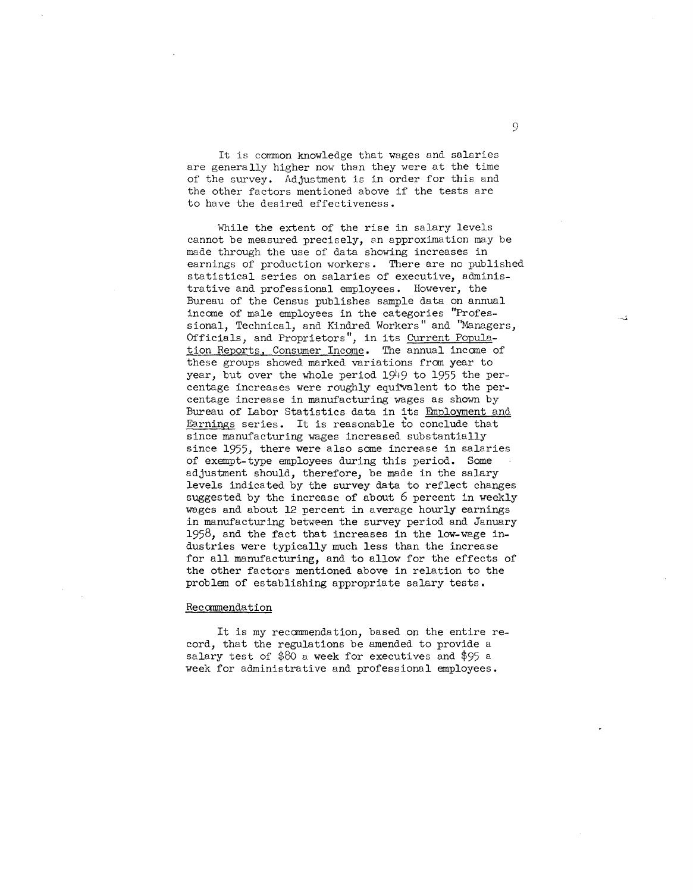It is common knowledge that wages and salaries are generally higher now than they were at the time of the survey. Adjustment is in order for this and the other factors mentioned above if the tests are to have the desired effectiveness.

While the extent of the rise in salary levels cannot be measured precisely, an approximation may be made through the use of data showing increases in earnings of production workers. There are no published statistical series on salaries of executive, administrative and professional employees. However, the Bureau of the Census publishes sample data on annual income of male employees in the categories "Professional, Technical, and Kindred Workers" and "Managers, Officials, and Proprietors", in its Current Population Reports, Consumer Income. The annual income of these groups showed marked variations from year to year, but over the whole period 1949 to 1955 the percentage increases were roughly equivalent to the percentage increase in manufacturing wages as shown by Bureau of Labor Statistics data in its Employment and Earnings series. It is reasonable to conclude that since manufacturing wages increased substantially since 1955, there were also some increase in salaries of exempt-type employees during this period. Some adjustment should, therefore, be made in the salary levels indicated by the survey data to reflect changes suggested by the increase of about 6 percent in weekly wages and about 12 percent in average hourly earnings in manufacturing between the survey period and January 1958, and the fact that increases in the low-wage industries were typically much less than the increase for all manufacturing, and to allow for the effects of the other factors mentioned above in relation to the problem of establishing appropriate salary tests.

## Recommendation

It is my recommendation, based on the entire record, that the regulations be amended to provide a salary test of $80 a week for executives and $95 a week for administrative and professional employees.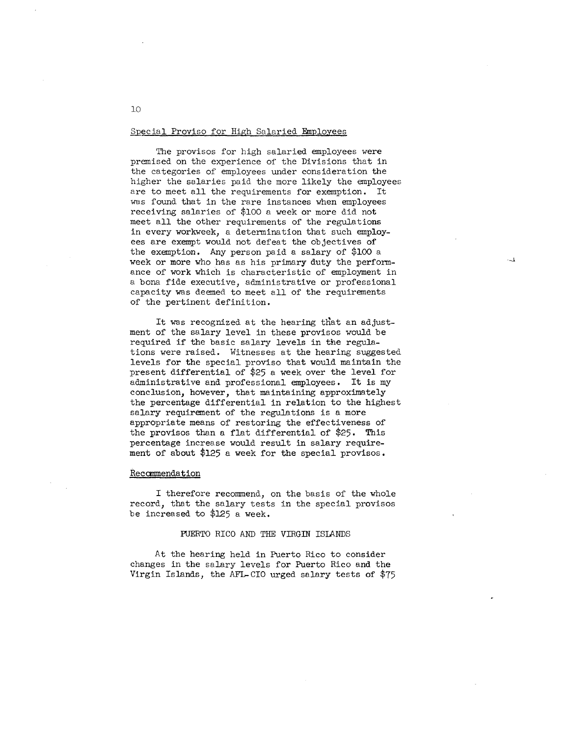## Special Proviso for High Salaried Employees

The provisos for high salaried employees were premised on the experience of the Divisions that in the categories of employees under consideration the higher the salaries paid the more likely the employees are to meet all the requirements for exemption. It was found that in the rare instances when employees receiving salaries of $100 a week or more did not meet all the other requirements of the regulations in every workweek, a determination that such employees are exempt would not defeat the objectives of the exemption. Any person paid a salary of $100 a week or more who has as his primary duty the performance of work which is characteristic of employment in a bona fide executive, administrative or professional capacity was deemed to meet all of the requirements of the pertinent definition.

It was recognized at the hearing that an adjustment of the salary level in these provisos would be required if the basic salary levels in the regulations were raised. Witnesses at the hearing suggested levels for the special proviso that would maintain the present differential of $25 a week over the level for administrative and professional employees. It is my conclusion, however, that maintaining approximately the percentage differential in relation to the highest salary requirement of the regulations is a more appropriate means of restoring the effectiveness of the provisos than a flat differential of $25. This percentage increase would result in salary requirement of about $125 a week for the special provisos.

## Recommendation

I therefore recommend, on the basis of the whole record, that the salary tests in the special provisos be increased to $125 a week.

## PUERTO RICO AND THE VIRGIN ISLANDS

At the hearing held in Puerto Rico to consider changes in the salary levels for Puerto Rico and the Virgin Islands, the AFL-CIO urged salary tests of $75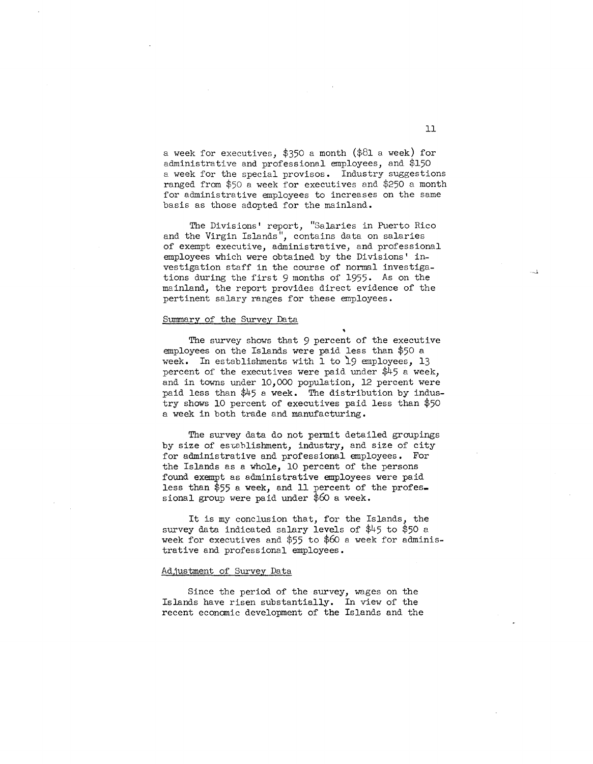a week for executives, $350 a month ($81 a week) for administrative and professional employees, and $150 a week for the special provisos. Industry suggestions ranged from $50 a week for executives and $250 a month for administrative employees to increases on the same basis as those adopted for the mainland.

The Divisions' report, "Salaries in Puerto Rico and the Virgin Islands", contains data on salaries of exempt executive, administrative, and professional employees which were obtained by the Divisions' investigation staff in the course of normal investigations during the first 9 months of 1955. As on the mainland, the report provides direct evidence of the pertinent salary ranges for these employees.

## Summary of the Survey Data

The survey shows that 9 percent of the executive employees on the Islands were paid less than $50 a week. In establishments with 1 to 19 employees, 13 percent of the executives were paid under $45 a week, and in towns under 10,000 population, 12 percent were paid less than $45 a week. The distribution by industry shows 10 percent of executives paid less than $50 a week in both trade and manufacturing.

The survey data do not permit detailed groupings by size of establishment, industry, and size of city for administrative and professional employees. For the Islands as a whole, 10 percent of the persons found exempt as administrative employees were paid less than $55 a week, and 11 percent of the professional group were paid under $60 a week.

It is my conclusion that, for the Islands, the survey data indicated salary levels of $45 to $50 a week for executives and $55 to $60 a week for administrative and professional employees.

## Adjustment of Survey Data

Since the period of the survey, wages on the Islands have risen substantially. In view of the recent economic development of the Islands and the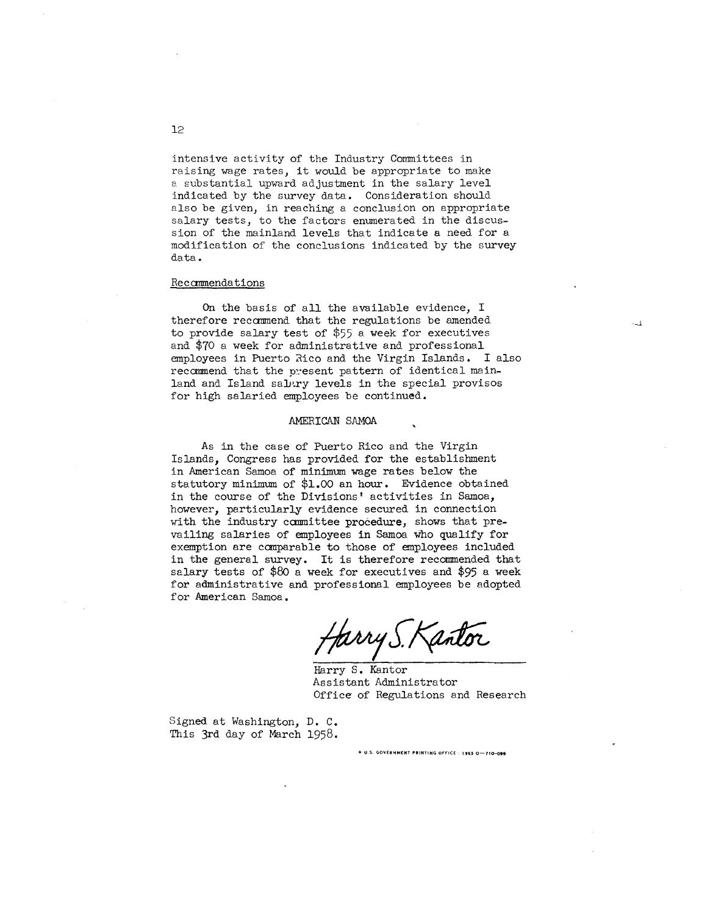intensive activity of the Industry Committees in raising wage rates, it would be appropriate to make a substantial upward adjustment in the salary level indicated by the survey data. Consideration should also be given, in reaching a conclusion on appropriate salary tests, to the factors enumerated in the discussion of the mainland levels that indicate a need for a modification of the conclusions indicated by the survey data.

## Recommendations

On the basis of all the available evidence, I therefore recommend that the regulations be amended to provide salary test of $55 a week for executives and $70 a week for administrative and professional employees in Puerto Rico and the Virgin Islands. I also recommend that the present pattern of identical mainland and Island salary levels in the special provisos for high salaried employees be continued.

## AMERICAN SAMOA

As in the case of Puerto Rico and the Virgin Islands, Congress has provided for the establishment in American Samoa of minimum wage rates below the statutory minimum of $1.00 an hour. Evidence obtained in the course of the Divisions' activities in Samoa, however, particularly evidence secured in connection with the industry committee procedure, shows that prevailing salaries of employees in Samoa who qualify for exemption are comparable to those of employees included in the general survey. It is therefore recommended that salary tests of $80 a week for executives and $95 a week for administrative and professional employees be adopted for American Samoa.

Harry S. Kantor

Harry S. Kantor
Assistant Administrator
Office of Regulations and Research

Signed at Washington, D. C.
This 3rd day of March 1958.

U.S. GOVERNMENT PRINTING OFFICE : 1963 O—710-099